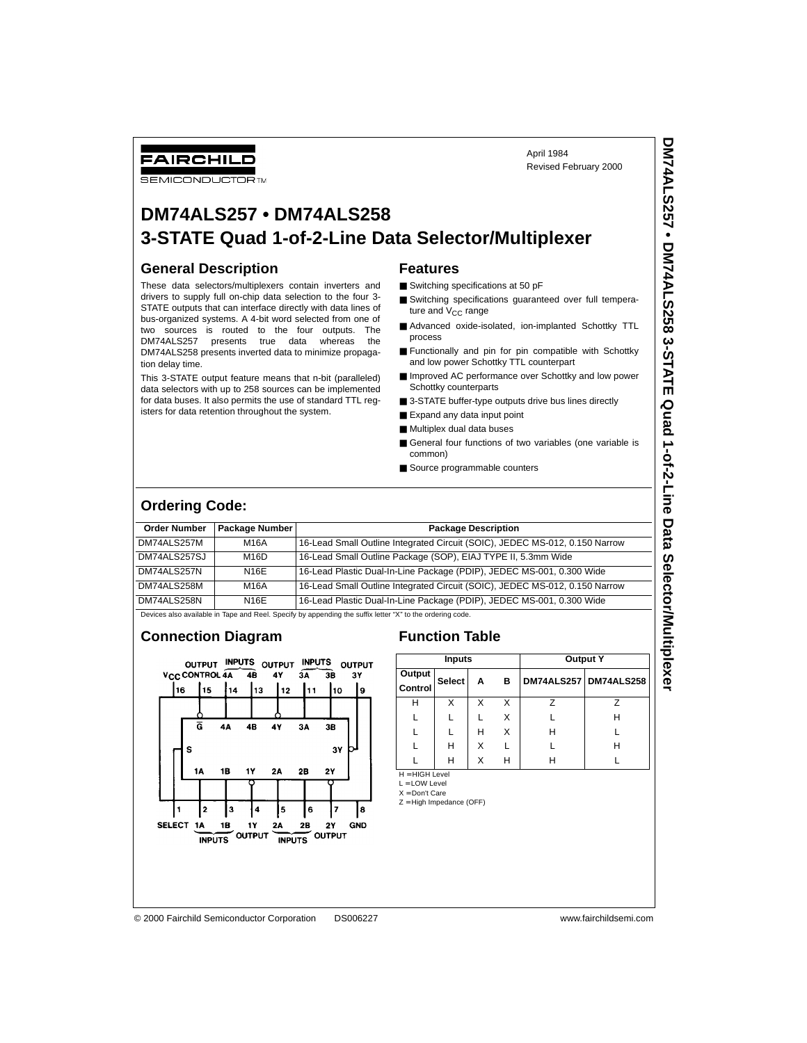FAIRCHILD
SEMICONDUCTOR™

April 1984
Revised February 2000

# DM74ALS257 • DM74ALS258 3-STATE Quad 1-of-2-Line Data Selector/Multiplexer

## General Description

These data selectors/multiplexers contain inverters and drivers to supply full on-chip data selection to the four 3-STATE outputs that can interface directly with data lines of bus-organized systems. A 4-bit word selected from one of two sources is routed to the four outputs. The DM74ALS257 presents true data whereas the DM74ALS258 presents inverted data to minimize propagation delay time.

This 3-STATE output feature means that n-bit (paralleled) data selectors with up to 258 sources can be implemented for data buses. It also permits the use of standard TTL registers for data retention throughout the system.

## Features

- Switching specifications at 50 pF
- Switching specifications guaranteed over full temperature and $V_{CC}$ range
- Advanced oxide-isolated, ion-implanted Schottky TTL process
- Functionally and pin for pin compatible with Schottky and low power Schottky TTL counterpart
- Improved AC performance over Schottky and low power Schottky counterparts
- 3-STATE buffer-type outputs drive bus lines directly
- Expand any data input point
- Multiplex dual data buses
- General four functions of two variables (one variable is common)
- Source programmable counters

## Ordering Code:

| Order Number | Package Number | Package Description |
|---|---|---|
| DM74ALS257M | M16A | 16-Lead Small Outline Integrated Circuit (SOIC), JEDEC MS-012, 0.150 Narrow |
| DM74ALS257SJ | M16D | 16-Lead Small Outline Package (SOP), EIAJ TYPE II, 5.3mm Wide |
| DM74ALS257N | N16E | 16-Lead Plastic Dual-In-Line Package (PDIP), JEDEC MS-001, 0.300 Wide |
| DM74ALS258M | M16A | 16-Lead Small Outline Integrated Circuit (SOIC), JEDEC MS-012, 0.150 Narrow |
| DM74ALS258N | N16E | 16-Lead Plastic Dual-In-Line Package (PDIP), JEDEC MS-001, 0.300 Wide |

Devices also available in Tape and Reel. Specify by appending the suffix letter "X" to the ordering code.

## Connection Diagram

Pin 16: $V_{CC}$, Pin 15: OUTPUT CONTROL ($\overline{G}$), Pin 14: 4A, Pin 13: 4B, Pin 12: 4Y, Pin 11: 3A, Pin 10: 3B, Pin 9: 3Y

Pin 1: SELECT (S), Pin 2: 1A, Pin 3: 1B, Pin 4: 1Y, Pin 5: 2A, Pin 6: 2B, Pin 7: 2Y, Pin 8: GND

## Function Table

| Inputs | | | | Output Y | |
|---|---|---|---|---|---|
| Output Control | Select | A | B | DM74ALS257 | DM74ALS258 |
| H | X | X | X | Z | Z |
| L | L | L | X | L | H |
| L | L | H | X | H | L |
| L | H | X | L | L | H |
| L | H | X | H | H | L |

H = HIGH Level
L = LOW Level
X = Don't Care
Z = High Impedance (OFF)

© 2000 Fairchild Semiconductor Corporation DS006227 www.fairchildsemi.com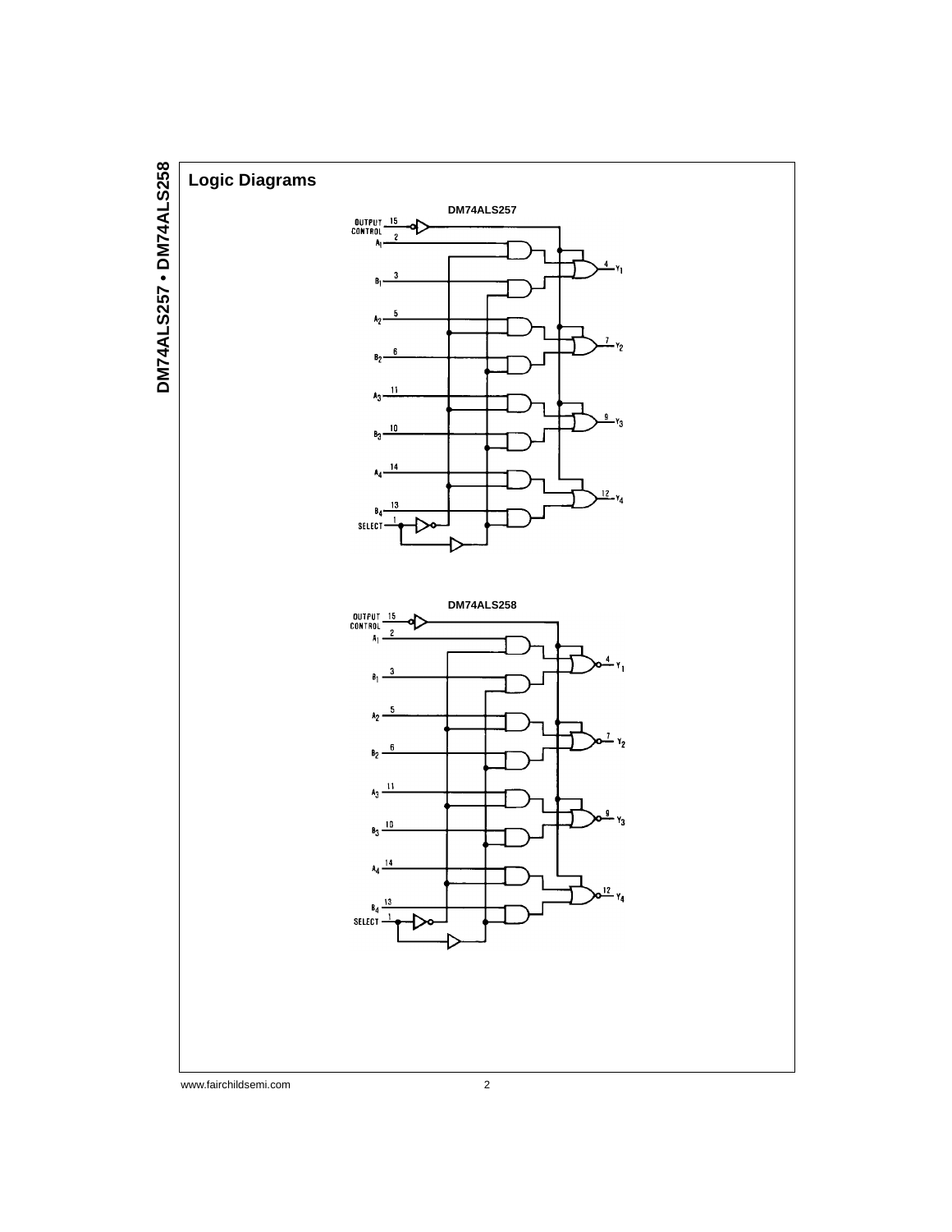## Logic Diagrams

**DM74ALS257**

**DM74ALS258**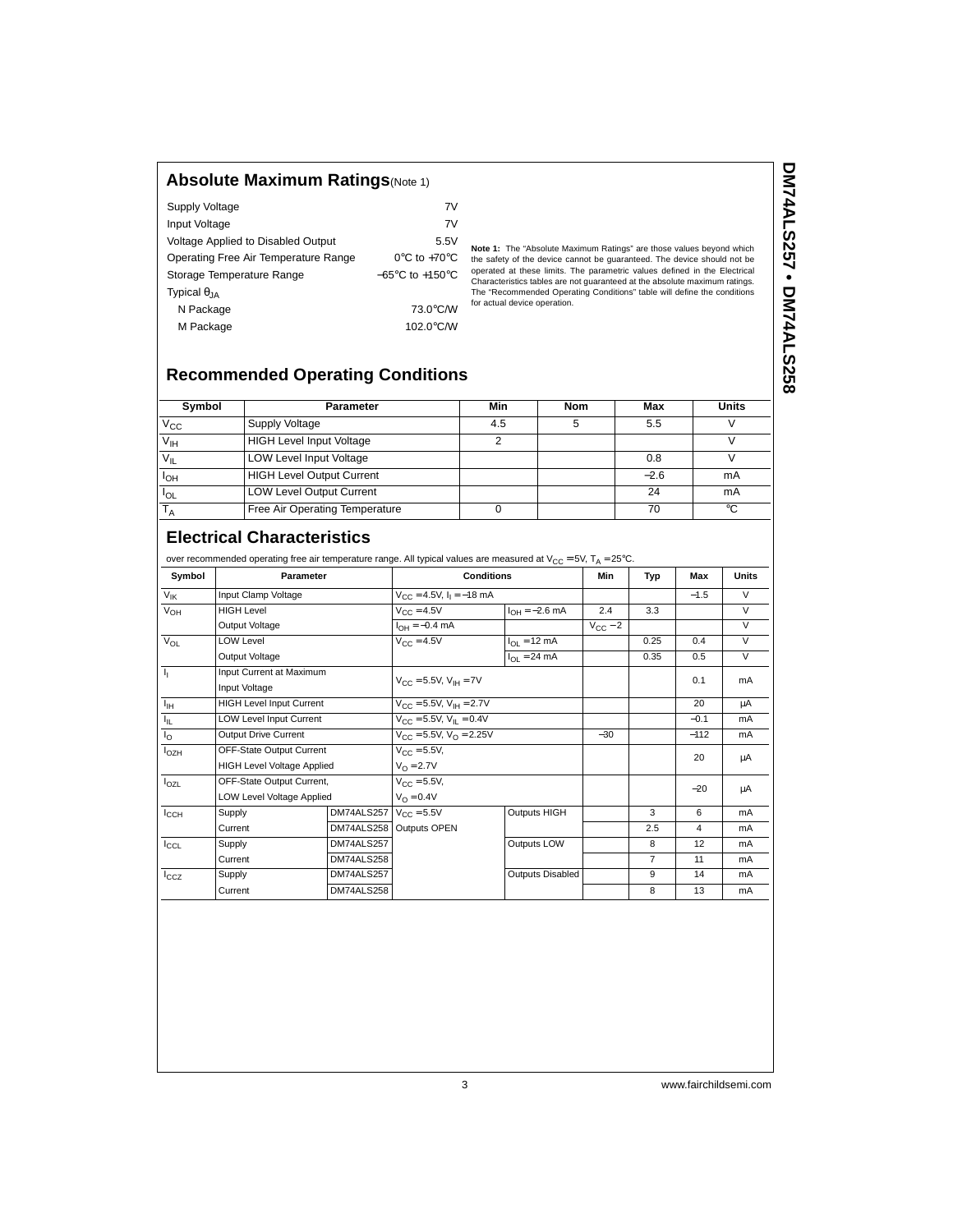## Absolute Maximum Ratings (Note 1)

| | |
|---|---|
| Supply Voltage | 7V |
| Input Voltage | 7V |
| Voltage Applied to Disabled Output | 5.5V |
| Operating Free Air Temperature Range | 0°C to +70°C |
| Storage Temperature Range | −65°C to +150°C |
| Typical $\theta_{JA}$ | |
| N Package | 73.0°C/W |
| M Package | 102.0°C/W |

**Note 1:** The "Absolute Maximum Ratings" are those values beyond which the safety of the device cannot be guaranteed. The device should not be operated at these limits. The parametric values defined in the Electrical Characteristics tables are not guaranteed at the absolute maximum ratings. The "Recommended Operating Conditions" table will define the conditions for actual device operation.

## Recommended Operating Conditions

| Symbol | Parameter | Min | Nom | Max | Units |
|---|---|---|---|---|---|
| $V_{CC}$ | Supply Voltage | 4.5 | 5 | 5.5 | V |
| $V_{IH}$ | HIGH Level Input Voltage | 2 | | | V |
| $V_{IL}$ | LOW Level Input Voltage | | | 0.8 | V |
| $I_{OH}$ | HIGH Level Output Current | | | −2.6 | mA |
| $I_{OL}$ | LOW Level Output Current | | | 24 | mA |
| $T_A$ | Free Air Operating Temperature | 0 | | 70 | °C |

## Electrical Characteristics

over recommended operating free air temperature range. All typical values are measured at $V_{CC} = 5V$, $T_A = 25°C$.

| Symbol | Parameter | | Conditions | | Min | Typ | Max | Units |
|---|---|---|---|---|---|---|---|---|
| $V_{IK}$ | Input Clamp Voltage | | $V_{CC} = 4.5V$, $I_I = -18$ mA | | | | −1.5 | V |
| $V_{OH}$ | HIGH Level Output Voltage | | $V_{CC} = 4.5V$ | $I_{OH} = -2.6$ mA | 2.4 | 3.3 | | V |
| | | | $I_{OH} = -0.4$ mA | | $V_{CC} - 2$ | | | V |
| $V_{OL}$ | LOW Level Output Voltage | | $V_{CC} = 4.5V$ | $I_{OL} = 12$ mA | | 0.25 | 0.4 | V |
| | | | | $I_{OL} = 24$ mA | | 0.35 | 0.5 | V |
| $I_I$ | Input Current at Maximum Input Voltage | | $V_{CC} = 5.5V$, $V_{IH} = 7V$ | | | | 0.1 | mA |
| $I_{IH}$ | HIGH Level Input Current | | $V_{CC} = 5.5V$, $V_{IH} = 2.7V$ | | | | 20 | μA |
| $I_{IL}$ | LOW Level Input Current | | $V_{CC} = 5.5V$, $V_{IL} = 0.4V$ | | | | −0.1 | mA |
| $I_O$ | Output Drive Current | | $V_{CC} = 5.5V$, $V_O = 2.25V$ | | −30 | | −112 | mA |
| $I_{OZH}$ | OFF-State Output Current HIGH Level Voltage Applied | | $V_{CC} = 5.5V$, $V_O = 2.7V$ | | | | 20 | μA |
| $I_{OZL}$ | OFF-State Output Current, LOW Level Voltage Applied | | $V_{CC} = 5.5V$, $V_O = 0.4V$ | | | | −20 | μA |
| $I_{CCH}$ | Supply Current | DM74ALS257 | $V_{CC} = 5.5V$ Outputs OPEN | Outputs HIGH | | 3 | 6 | mA |
| | | DM74ALS258 | | | | 2.5 | 4 | mA |
| $I_{CCL}$ | Supply Current | DM74ALS257 | | Outputs LOW | | 8 | 12 | mA |
| | | DM74ALS258 | | | | 7 | 11 | mA |
| $I_{CCZ}$ | Supply Current | DM74ALS257 | | Outputs Disabled | | 9 | 14 | mA |
| | | DM74ALS258 | | | | 8 | 13 | mA |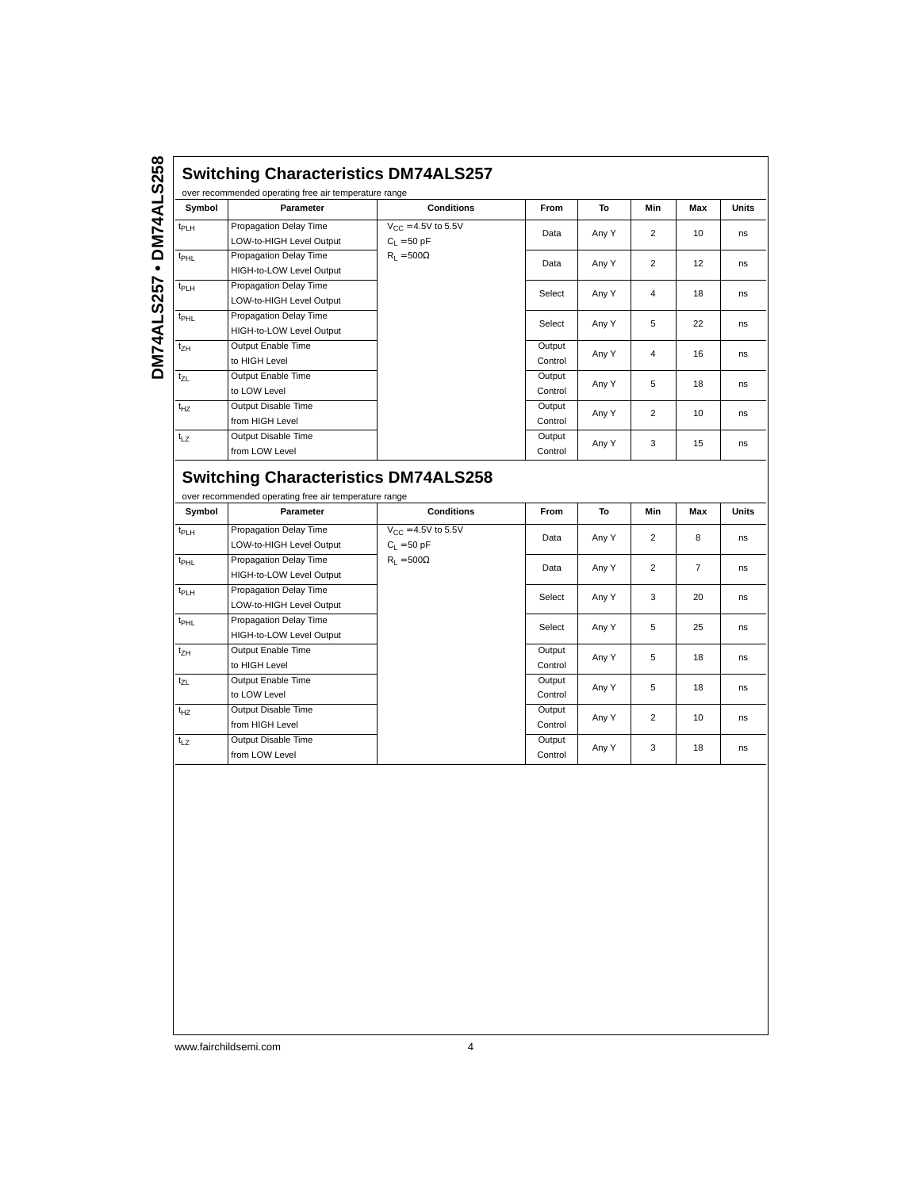## Switching Characteristics DM74ALS257

over recommended operating free air temperature range

| Symbol | Parameter | Conditions | From | To | Min | Max | Units |
|---|---|---|---|---|---|---|---|
| $t_{PLH}$ | Propagation Delay Time LOW-to-HIGH Level Output | $V_{CC}$ = 4.5V to 5.5V $C_L$ = 50 pF $R_L$ = 500Ω | Data | Any Y | 2 | 10 | ns |
| $t_{PHL}$ | Propagation Delay Time HIGH-to-LOW Level Output | | Data | Any Y | 2 | 12 | ns |
| $t_{PLH}$ | Propagation Delay Time LOW-to-HIGH Level Output | | Select | Any Y | 4 | 18 | ns |
| $t_{PHL}$ | Propagation Delay Time HIGH-to-LOW Level Output | | Select | Any Y | 5 | 22 | ns |
| $t_{ZH}$ | Output Enable Time to HIGH Level | | Output Control | Any Y | 4 | 16 | ns |
| $t_{ZL}$ | Output Enable Time to LOW Level | | Output Control | Any Y | 5 | 18 | ns |
| $t_{HZ}$ | Output Disable Time from HIGH Level | | Output Control | Any Y | 2 | 10 | ns |
| $t_{LZ}$ | Output Disable Time from LOW Level | | Output Control | Any Y | 3 | 15 | ns |

## Switching Characteristics DM74ALS258

over recommended operating free air temperature range

| Symbol | Parameter | Conditions | From | To | Min | Max | Units |
|---|---|---|---|---|---|---|---|
| $t_{PLH}$ | Propagation Delay Time LOW-to-HIGH Level Output | $V_{CC}$ = 4.5V to 5.5V $C_L$ = 50 pF $R_L$ = 500Ω | Data | Any Y | 2 | 8 | ns |
| $t_{PHL}$ | Propagation Delay Time HIGH-to-LOW Level Output | | Data | Any Y | 2 | 7 | ns |
| $t_{PLH}$ | Propagation Delay Time LOW-to-HIGH Level Output | | Select | Any Y | 3 | 20 | ns |
| $t_{PHL}$ | Propagation Delay Time HIGH-to-LOW Level Output | | Select | Any Y | 5 | 25 | ns |
| $t_{ZH}$ | Output Enable Time to HIGH Level | | Output Control | Any Y | 5 | 18 | ns |
| $t_{ZL}$ | Output Enable Time to LOW Level | | Output Control | Any Y | 5 | 18 | ns |
| $t_{HZ}$ | Output Disable Time from HIGH Level | | Output Control | Any Y | 2 | 10 | ns |
| $t_{LZ}$ | Output Disable Time from LOW Level | | Output Control | Any Y | 3 | 18 | ns |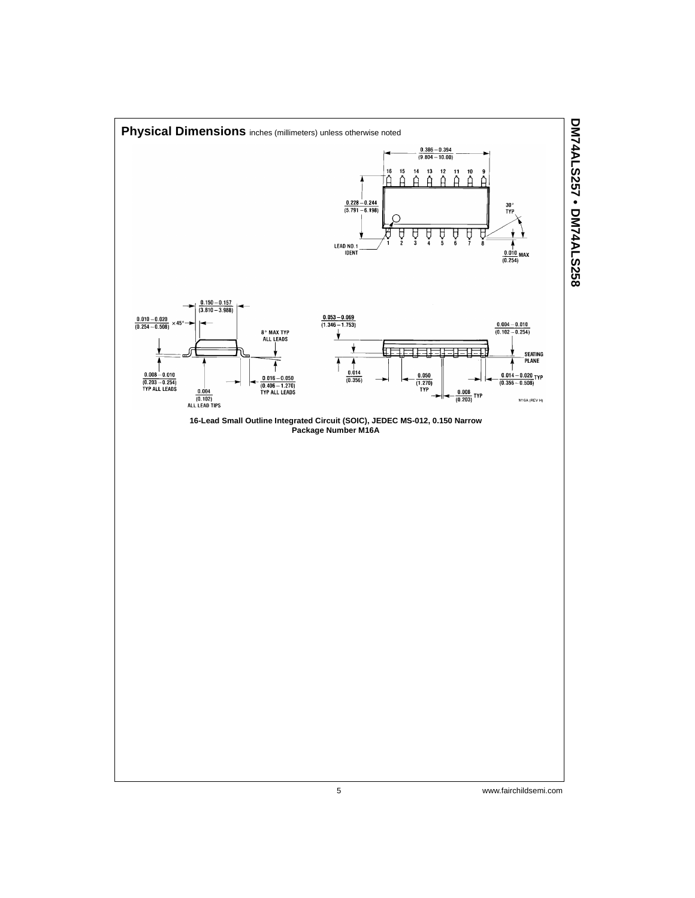## Physical Dimensions inches (millimeters) unless otherwise noted

**16-Lead Small Outline Integrated Circuit (SOIC), JEDEC MS-012, 0.150 Narrow**
**Package Number M16A**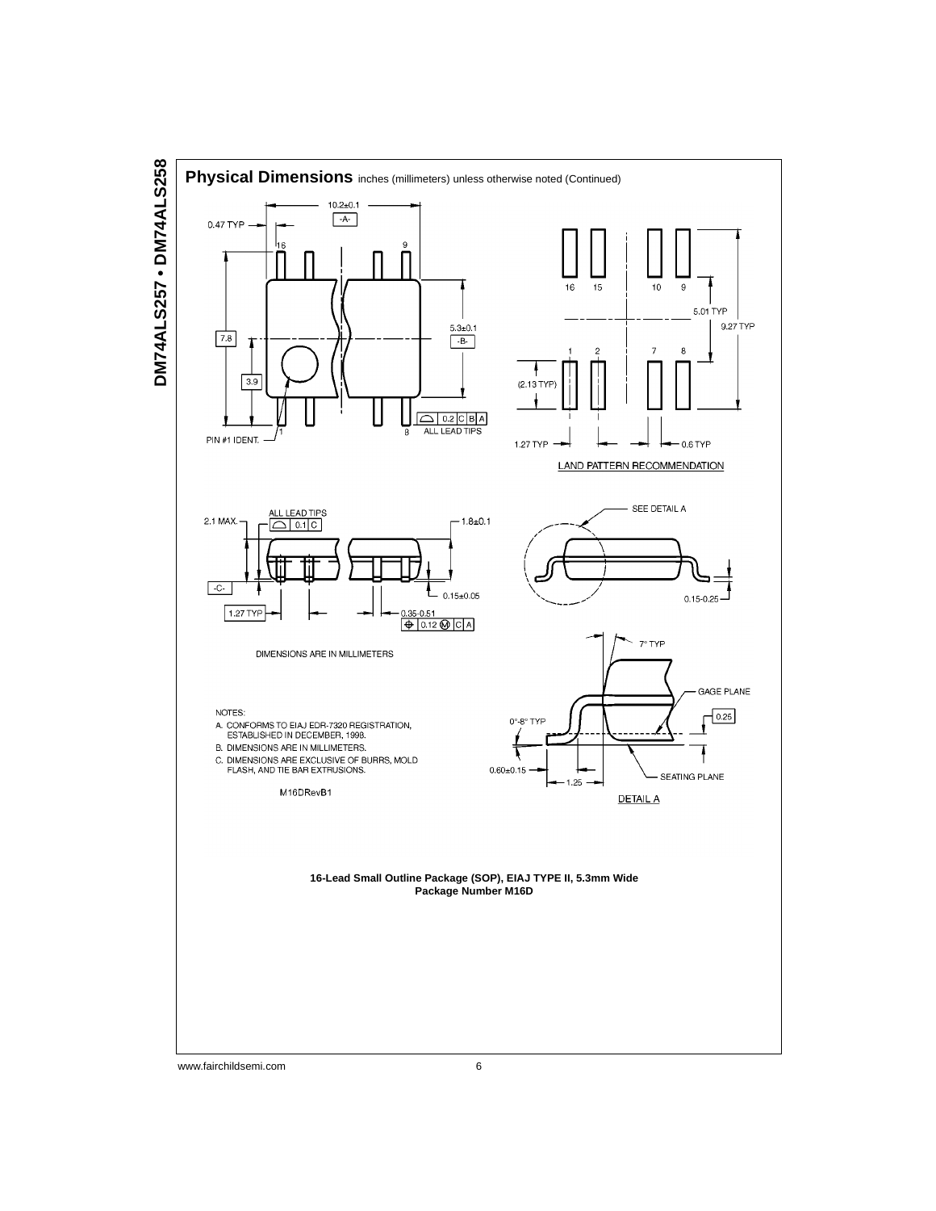## Physical Dimensions inches (millimeters) unless otherwise noted (Continued)

DIMENSIONS ARE IN MILLIMETERS

LAND PATTERN RECOMMENDATION

NOTES:

A. CONFORMS TO EIAJ EDR-7320 REGISTRATION, ESTABLISHED IN DECEMBER, 1998.

B. DIMENSIONS ARE IN MILLIMETERS.

C. DIMENSIONS ARE EXCLUSIVE OF BURRS, MOLD FLASH, AND TIE BAR EXTRUSIONS.

M16DRevB1

DETAIL A

**16-Lead Small Outline Package (SOP), EIAJ TYPE II, 5.3mm Wide**
**Package Number M16D**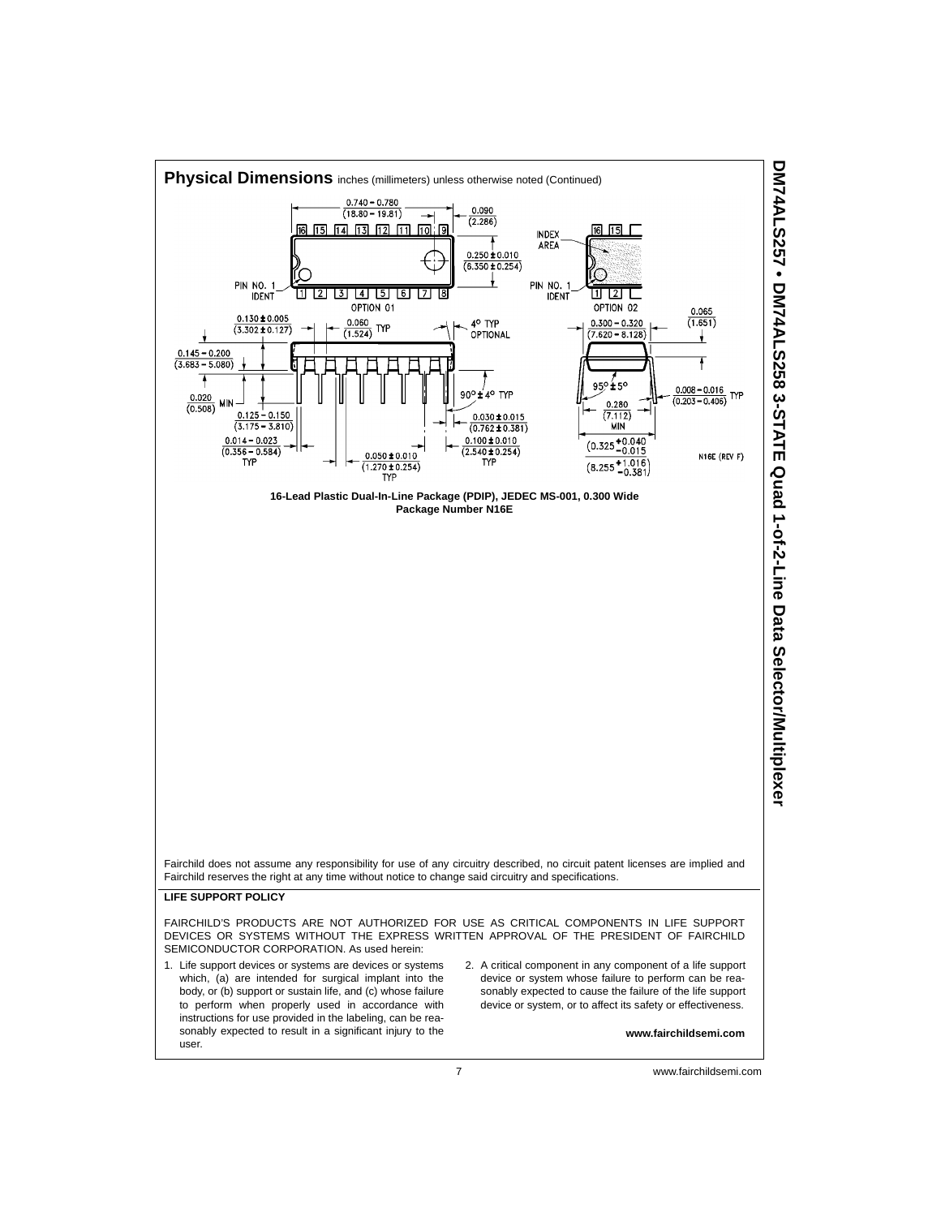## Physical Dimensions inches (millimeters) unless otherwise noted (Continued)

0.740 – 0.780 (18.80 – 19.81)
0.090 (2.286)
INDEX AREA
0.250 ± 0.010 (6.350 ± 0.254)
PIN NO. 1 IDENT
OPTION 01
PIN NO. 1 IDENT
OPTION 02
0.065 (1.651)
0.130 ± 0.005 (3.302 ± 0.127)
0.060 (1.524) TYP
4° TYP OPTIONAL
0.300 – 0.320 (7.620 – 8.128)
0.145 – 0.200 (3.683 – 5.080)
90° ± 4° TYP
95° ± 5°
0.008 – 0.016 (0.203 – 0.406) TYP
0.020 (0.508) MIN
0.125 – 0.150 (3.175 – 3.810)
0.030 ± 0.015 (0.762 ± 0.381)
0.280 (7.112) MIN
0.014 – 0.023 (0.356 – 0.584) TYP
0.100 ± 0.010 (2.540 ± 0.254) TYP
0.050 ± 0.010 (1.270 ± 0.254) TYP
$(0.325^{+0.040}_{-0.015})$
$(8.255^{+1.016}_{-0.381})$
N16E (REV F)

**16-Lead Plastic Dual-In-Line Package (PDIP), JEDEC MS-001, 0.300 Wide**
**Package Number N16E**

Fairchild does not assume any responsibility for use of any circuitry described, no circuit patent licenses are implied and Fairchild reserves the right at any time without notice to change said circuitry and specifications.

**LIFE SUPPORT POLICY**

FAIRCHILD'S PRODUCTS ARE NOT AUTHORIZED FOR USE AS CRITICAL COMPONENTS IN LIFE SUPPORT DEVICES OR SYSTEMS WITHOUT THE EXPRESS WRITTEN APPROVAL OF THE PRESIDENT OF FAIRCHILD SEMICONDUCTOR CORPORATION. As used herein:

1. Life support devices or systems are devices or systems which, (a) are intended for surgical implant into the body, or (b) support or sustain life, and (c) whose failure to perform when properly used in accordance with instructions for use provided in the labeling, can be reasonably expected to result in a significant injury to the user.
2. A critical component in any component of a life support device or system whose failure to perform can be reasonably expected to cause the failure of the life support device or system, or to affect its safety or effectiveness.

**www.fairchildsemi.com**